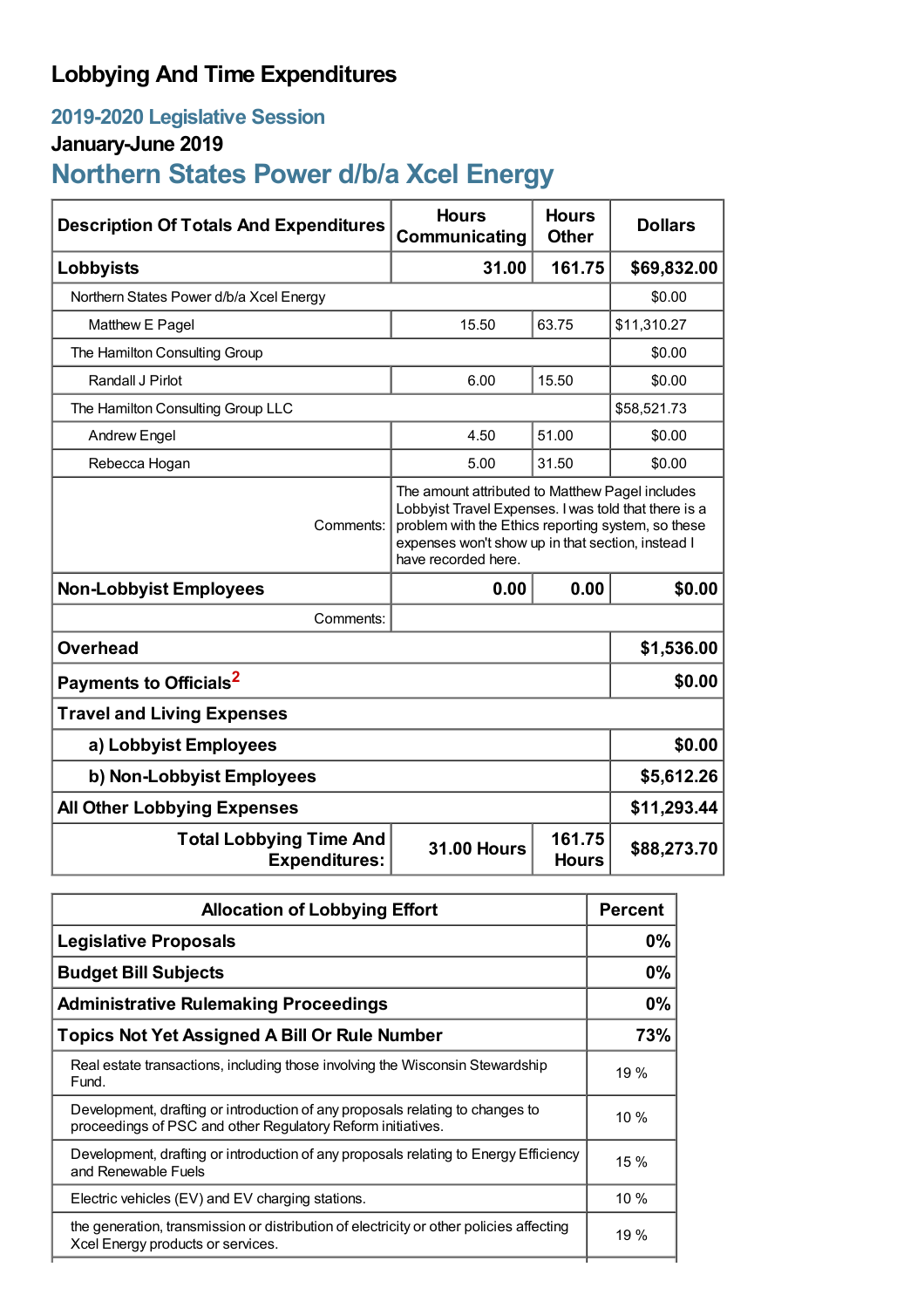# Lobbying And Time Expenditures

## 2019-2020 Legislative Session

### January-June 2019

## Northern States Power d/b/a Xcel Energy

| Description Of Totals And Expenditures | Hours Communicating | Hours Other | Dollars |
|---|---|---|---|
| **Lobbyists** | **31.00** | **161.75** | **$69,832.00** |
| Northern States Power d/b/a Xcel Energy | | | $0.00 |
| Matthew E Pagel | 15.50 | 63.75 | $11,310.27 |
| The Hamilton Consulting Group | | | $0.00 |
| Randall J Pirlot | 6.00 | 15.50 | $0.00 |
| The Hamilton Consulting Group LLC | | | $58,521.73 |
| Andrew Engel | 4.50 | 51.00 | $0.00 |
| Rebecca Hogan | 5.00 | 31.50 | $0.00 |
| Comments: | The amount attributed to Matthew Pagel includes Lobbyist Travel Expenses. I was told that there is a problem with the Ethics reporting system, so these expenses won't show up in that section, instead I have recorded here. | | |
| **Non-Lobbyist Employees** | **0.00** | **0.00** | **$0.00** |
| Comments: | | | |
| **Overhead** | | | **$1,536.00** |
| **Payments to Officials[2]** | | | **$0.00** |
| **Travel and Living Expenses** | | | |
| **a) Lobbyist Employees** | | | **$0.00** |
| **b) Non-Lobbyist Employees** | | | **$5,612.26** |
| **All Other Lobbying Expenses** | | | **$11,293.44** |
| **Total Lobbying Time And Expenditures:** | **31.00 Hours** | **161.75 Hours** | **$88,273.70** |

| Allocation of Lobbying Effort | Percent |
|---|---|
| **Legislative Proposals** | **0%** |
| **Budget Bill Subjects** | **0%** |
| **Administrative Rulemaking Proceedings** | **0%** |
| **Topics Not Yet Assigned A Bill Or Rule Number** | **73%** |
| Real estate transactions, including those involving the Wisconsin Stewardship Fund. | 19 % |
| Development, drafting or introduction of any proposals relating to changes to proceedings of PSC and other Regulatory Reform initiatives. | 10 % |
| Development, drafting or introduction of any proposals relating to Energy Efficiency and Renewable Fuels | 15 % |
| Electric vehicles (EV) and EV charging stations. | 10 % |
| the generation, transmission or distribution of electricity or other policies affecting Xcel Energy products or services. | 19 % |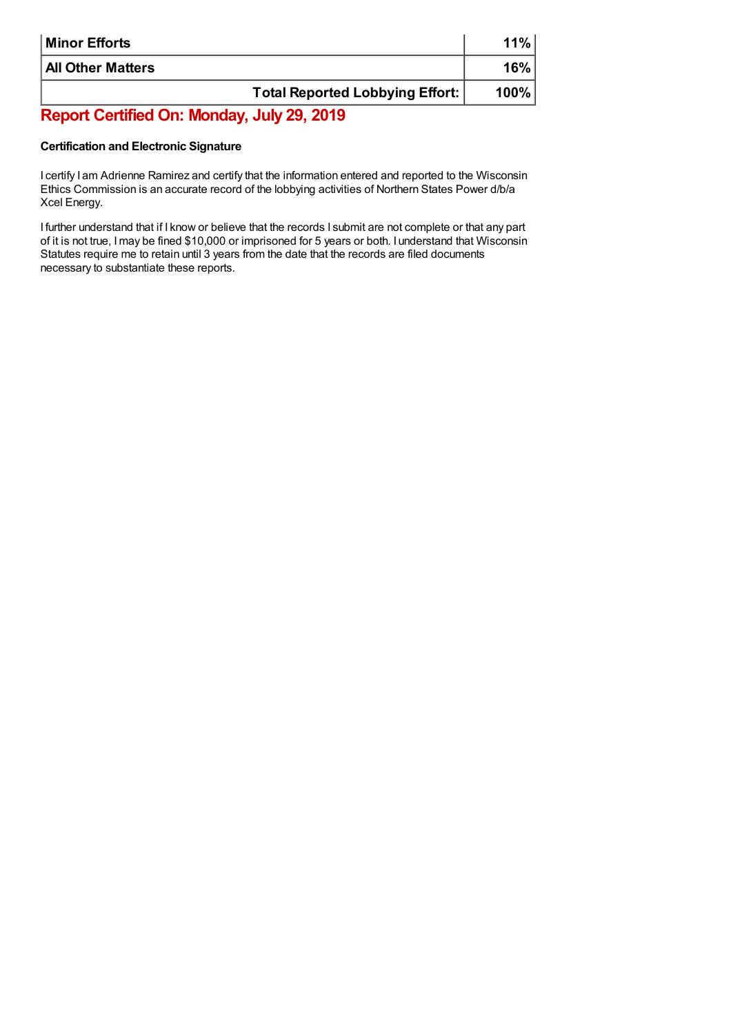| | |
|---|---|
| **Minor Efforts** | **11%** |
| **All Other Matters** | **16%** |
| **Total Reported Lobbying Effort:** | **100%** |

## Report Certified On: Monday, July 29, 2019

**Certification and Electronic Signature**

I certify I am Adrienne Ramirez and certify that the information entered and reported to the Wisconsin Ethics Commission is an accurate record of the lobbying activities of Northern States Power d/b/a Xcel Energy.

I further understand that if I know or believe that the records I submit are not complete or that any part of it is not true, I may be fined $10,000 or imprisoned for 5 years or both. I understand that Wisconsin Statutes require me to retain until 3 years from the date that the records are filed documents necessary to substantiate these reports.